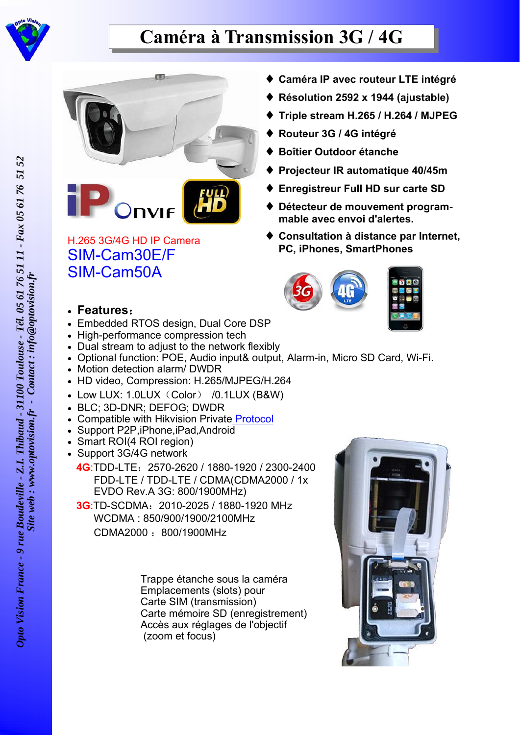# Caméra à Transmission 3G / 4G

- **Caméra IP avec routeur LTE intégré**
- **Résolution 2592 x 1944 (ajustable)**
- **Triple stream H.265 / H.264 / MJPEG**
- **Routeur 3G / 4G intégré**
- **Boîtier Outdoor étanche**
- **Projecteur IR automatique 40/45m**
- **Enregistreur Full HD sur carte SD**
- **Détecteur de mouvement programmable avec envoi d'alertes.**
- **Consultation à distance par Internet, PC, iPhones, SmartPhones**

H.265 3G/4G HD IP Camera

SIM-Cam30E/F

SIM-Cam50A

- **Features:**
- Embedded RTOS design, Dual Core DSP
- High-performance compression tech
- Dual stream to adjust to the network flexibly
- Optional function: POE, Audio input& output, Alarm-in, Micro SD Card, Wi-Fi.
- Motion detection alarm/ DWDR
- HD video, Compression: H.265/MJPEG/H.264
- Low LUX: 1.0LUX（Color） /0.1LUX (B&W)
- BLC; 3D-DNR; DEFOG; DWDR
- Compatible with Hikvision Private Protocol
- Support P2P,iPhone,iPad,Android
- Smart ROI(4 ROI region)
- Support 3G/4G network

  **4G**:TDD-LTE：2570-2620 / 1880-1920 / 2300-2400
  FDD-LTE / TDD-LTE / CDMA(CDMA2000 / 1x EVDO Rev.A 3G: 800/1900MHz)

  **3G**:TD-SCDMA：2010-2025 / 1880-1920 MHz
  WCDMA : 850/900/1900/2100MHz
  CDMA2000 ： 800/1900MHz

Trappe étanche sous la caméra
Emplacements (slots) pour
Carte SIM (transmission)
Carte mémoire SD (enregistrement)
Accès aux réglages de l'objectif
(zoom et focus)

*Opto Vision France - 9 rue Boudeville - Z.I. Thibaud - 31100 Toulouse - Tél. 05 61 76 51 11 - Fax 05 61 76 51 52*
*Site web : www.optovision.fr - Contact : info@optovision.fr*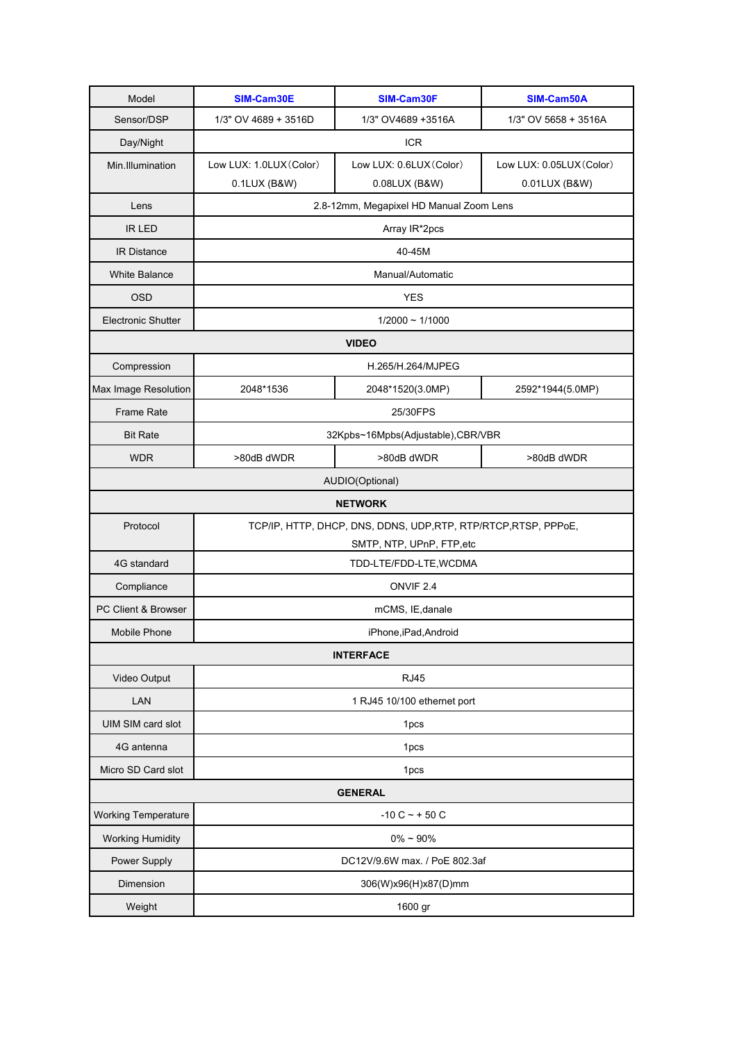| Model | SIM-Cam30E | SIM-Cam30F | SIM-Cam50A |
|---|---|---|---|
| Sensor/DSP | 1/3" OV 4689 + 3516D | 1/3" OV4689 +3516A | 1/3" OV 5658 + 3516A |
| Day/Night | ICR | | |
| Min.Illumination | Low LUX: 1.0LUX(Color) 0.1LUX (B&W) | Low LUX: 0.6LUX(Color) 0.08LUX (B&W) | Low LUX: 0.05LUX(Color) 0.01LUX (B&W) |
| Lens | 2.8-12mm, Megapixel HD Manual Zoom Lens | | |
| IR LED | Array IR*2pcs | | |
| IR Distance | 40-45M | | |
| White Balance | Manual/Automatic | | |
| OSD | YES | | |
| Electronic Shutter | 1/2000 ~ 1/1000 | | |
| **VIDEO** | | | |
| Compression | H.265/H.264/MJPEG | | |
| Max Image Resolution | 2048*1536 | 2048*1520(3.0MP) | 2592*1944(5.0MP) |
| Frame Rate | 25/30FPS | | |
| Bit Rate | 32Kpbs~16Mpbs(Adjustable),CBR/VBR | | |
| WDR | >80dB dWDR | >80dB dWDR | >80dB dWDR |
| AUDIO(Optional) | | | |
| **NETWORK** | | | |
| Protocol | TCP/IP, HTTP, DHCP, DNS, DDNS, UDP,RTP, RTP/RTCP,RTSP, PPPoE, SMTP, NTP, UPnP, FTP,etc | | |
| 4G standard | TDD-LTE/FDD-LTE,WCDMA | | |
| Compliance | ONVIF 2.4 | | |
| PC Client & Browser | mCMS, IE,danale | | |
| Mobile Phone | iPhone,iPad,Android | | |
| **INTERFACE** | | | |
| Video Output | RJ45 | | |
| LAN | 1 RJ45 10/100 ethernet port | | |
| UIM SIM card slot | 1pcs | | |
| 4G antenna | 1pcs | | |
| Micro SD Card slot | 1pcs | | |
| **GENERAL** | | | |
| Working Temperature | -10 C ~ + 50 C | | |
| Working Humidity | 0% ~ 90% | | |
| Power Supply | DC12V/9.6W max. / PoE 802.3af | | |
| Dimension | 306(W)x96(H)x87(D)mm | | |
| Weight | 1600 gr | | |